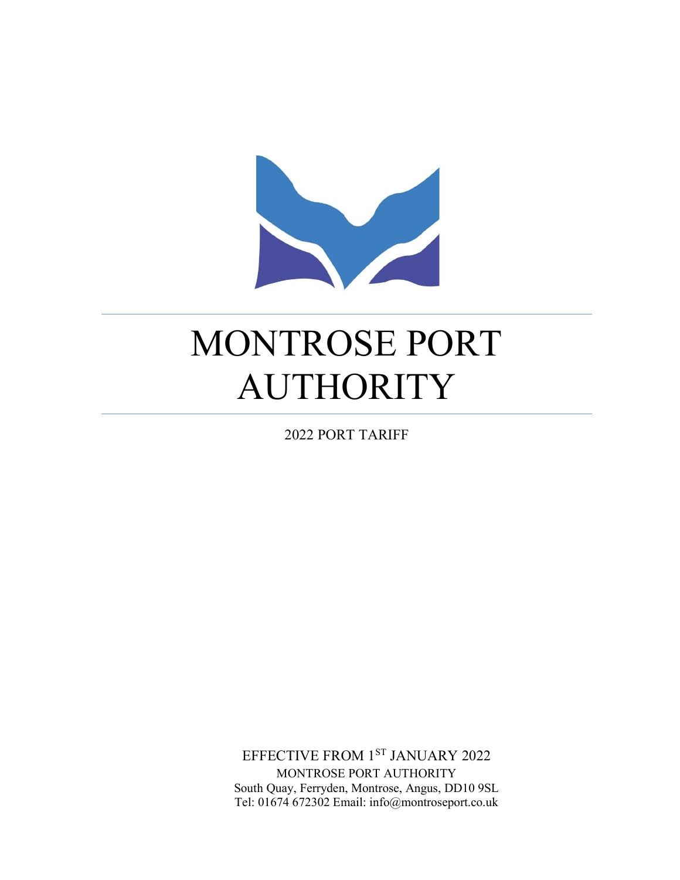# MONTROSE PORT AUTHORITY

2022 PORT TARIFF

EFFECTIVE FROM 1ST JANUARY 2022

MONTROSE PORT AUTHORITY

South Quay, Ferryden, Montrose, Angus, DD10 9SL

Tel: 01674 672302 Email: info@montroseport.co.uk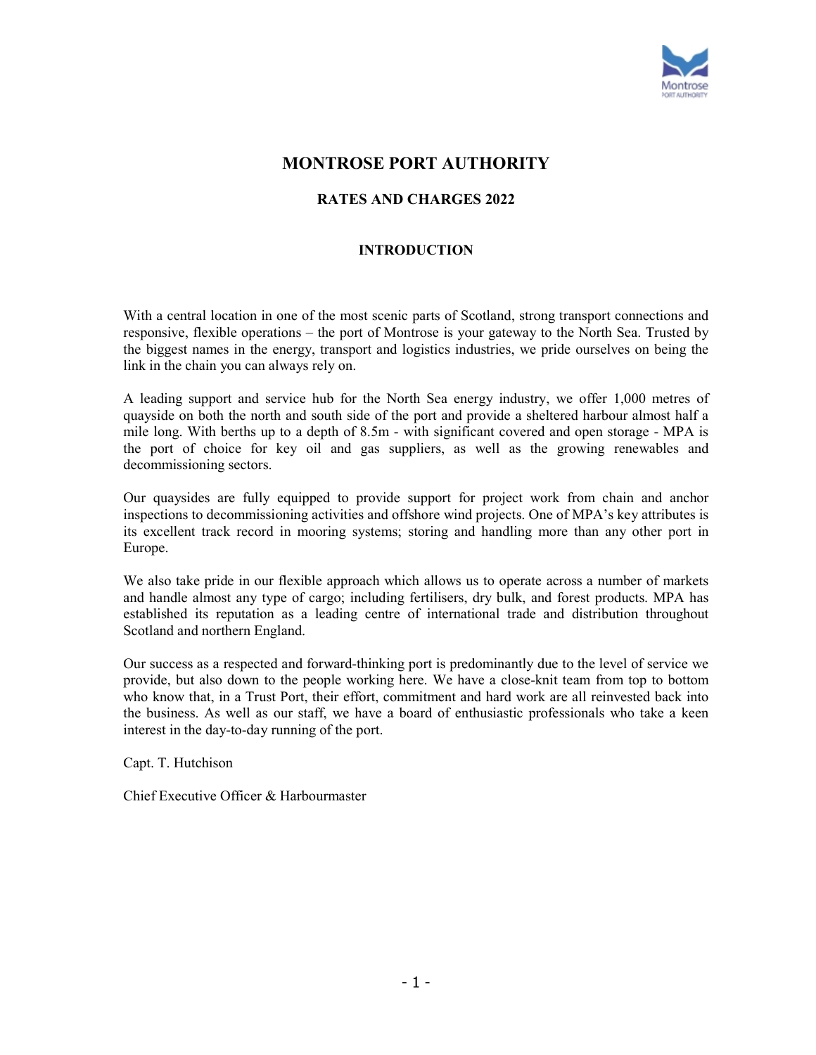# MONTROSE PORT AUTHORITY

## RATES AND CHARGES 2022

### INTRODUCTION

With a central location in one of the most scenic parts of Scotland, strong transport connections and responsive, flexible operations – the port of Montrose is your gateway to the North Sea. Trusted by the biggest names in the energy, transport and logistics industries, we pride ourselves on being the link in the chain you can always rely on.

A leading support and service hub for the North Sea energy industry, we offer 1,000 metres of quayside on both the north and south side of the port and provide a sheltered harbour almost half a mile long. With berths up to a depth of 8.5m - with significant covered and open storage - MPA is the port of choice for key oil and gas suppliers, as well as the growing renewables and decommissioning sectors.

Our quaysides are fully equipped to provide support for project work from chain and anchor inspections to decommissioning activities and offshore wind projects. One of MPA's key attributes is its excellent track record in mooring systems; storing and handling more than any other port in Europe.

We also take pride in our flexible approach which allows us to operate across a number of markets and handle almost any type of cargo; including fertilisers, dry bulk, and forest products. MPA has established its reputation as a leading centre of international trade and distribution throughout Scotland and northern England.

Our success as a respected and forward-thinking port is predominantly due to the level of service we provide, but also down to the people working here. We have a close-knit team from top to bottom who know that, in a Trust Port, their effort, commitment and hard work are all reinvested back into the business. As well as our staff, we have a board of enthusiastic professionals who take a keen interest in the day-to-day running of the port.

Capt. T. Hutchison

Chief Executive Officer & Harbourmaster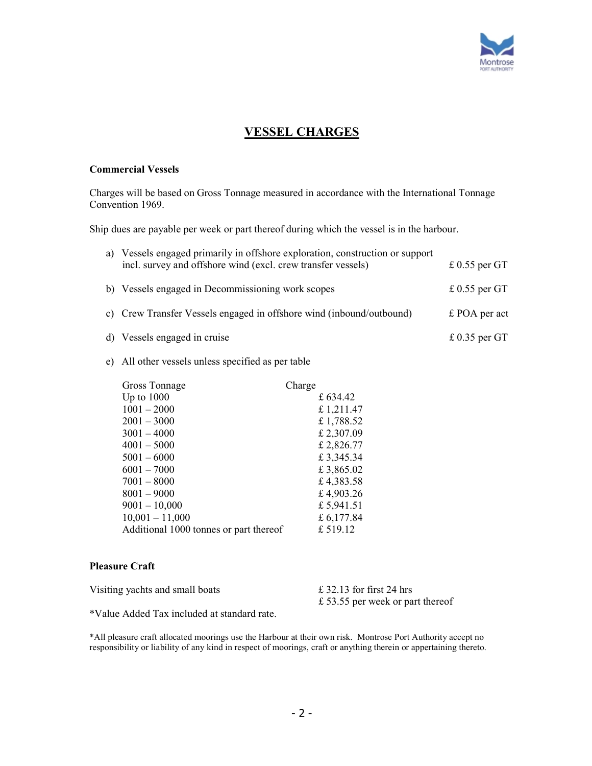# VESSEL CHARGES

**Commercial Vessels**

Charges will be based on Gross Tonnage measured in accordance with the International Tonnage Convention 1969.

Ship dues are payable per week or part thereof during which the vessel is in the harbour.

| | | |
|---|---|---|
| a) | Vessels engaged primarily in offshore exploration, construction or support incl. survey and offshore wind (excl. crew transfer vessels) | £ 0.55 per GT |
| b) | Vessels engaged in Decommissioning work scopes | £ 0.55 per GT |
| c) | Crew Transfer Vessels engaged in offshore wind (inbound/outbound) | £ POA per act |
| d) | Vessels engaged in cruise | £ 0.35 per GT |
| e) | All other vessels unless specified as per table | |

| Gross Tonnage | Charge |
|---|---|
| Up to 1000 | £ 634.42 |
| 1001 – 2000 | £ 1,211.47 |
| 2001 – 3000 | £ 1,788.52 |
| 3001 – 4000 | £ 2,307.09 |
| 4001 – 5000 | £ 2,826.77 |
| 5001 – 6000 | £ 3,345.34 |
| 6001 – 7000 | £ 3,865.02 |
| 7001 – 8000 | £ 4,383.58 |
| 8001 – 9000 | £ 4,903.26 |
| 9001 – 10,000 | £ 5,941.51 |
| 10,001 – 11,000 | £ 6,177.84 |
| Additional 1000 tonnes or part thereof | £ 519.12 |

**Pleasure Craft**

| | |
|---|---|
| Visiting yachts and small boats | £ 32.13 for first 24 hrs<br>£ 53.55 per week or part thereof |

*Value Added Tax included at standard rate.

*All pleasure craft allocated moorings use the Harbour at their own risk. Montrose Port Authority accept no responsibility or liability of any kind in respect of moorings, craft or anything therein or appertaining thereto.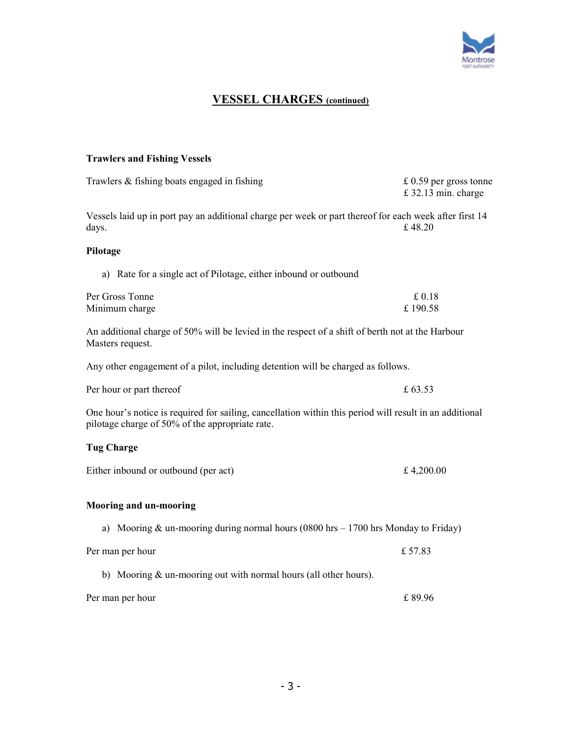## VESSEL CHARGES (continued)

**Trawlers and Fishing Vessels**

| | |
|---|---|
| Trawlers & fishing boats engaged in fishing | £ 0.59 per gross tonne<br>£ 32.13 min. charge |

Vessels laid up in port pay an additional charge per week or part thereof for each week after first 14 days. £ 48.20

**Pilotage**

a) Rate for a single act of Pilotage, either inbound or outbound

| | |
|---|---|
| Per Gross Tonne | £ 0.18 |
| Minimum charge | £ 190.58 |

An additional charge of 50% will be levied in the respect of a shift of berth not at the Harbour Masters request.

Any other engagement of a pilot, including detention will be charged as follows.

| | |
|---|---|
| Per hour or part thereof | £ 63.53 |

One hour's notice is required for sailing, cancellation within this period will result in an additional pilotage charge of 50% of the appropriate rate.

**Tug Charge**

| | |
|---|---|
| Either inbound or outbound (per act) | £ 4,200.00 |

**Mooring and un-mooring**

a) Mooring & un-mooring during normal hours (0800 hrs – 1700 hrs Monday to Friday)

| | |
|---|---|
| Per man per hour | £ 57.83 |

b) Mooring & un-mooring out with normal hours (all other hours).

| | |
|---|---|
| Per man per hour | £ 89.96 |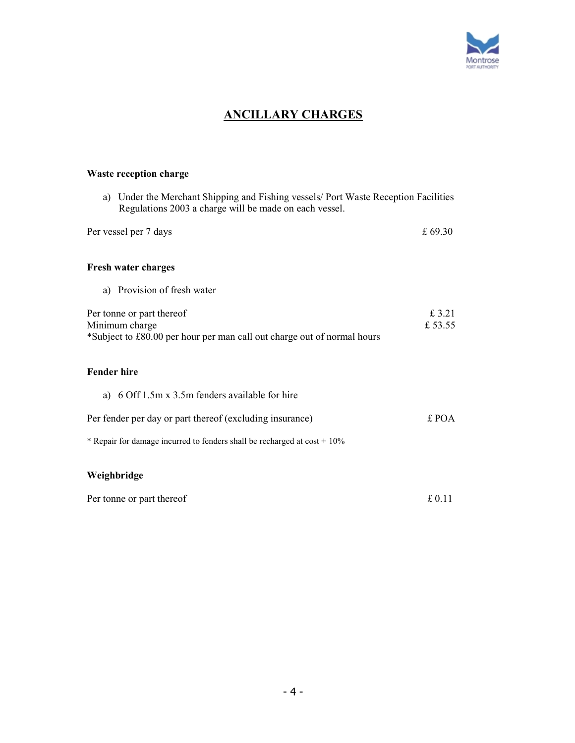## ANCILLARY CHARGES

### Waste reception charge

a) Under the Merchant Shipping and Fishing vessels/ Port Waste Reception Facilities Regulations 2003 a charge will be made on each vessel.

| | |
|---|---|
| Per vessel per 7 days | £ 69.30 |

### Fresh water charges

a) Provision of fresh water

| | |
|---|---|
| Per tonne or part thereof | £ 3.21 |
| Minimum charge | £ 53.55 |

*Subject to £80.00 per hour per man call out charge out of normal hours

### Fender hire

a) 6 Off 1.5m x 3.5m fenders available for hire

| | |
|---|---|
| Per fender per day or part thereof (excluding insurance) | £ POA |

* Repair for damage incurred to fenders shall be recharged at cost + 10%

### Weighbridge

| | |
|---|---|
| Per tonne or part thereof | £ 0.11 |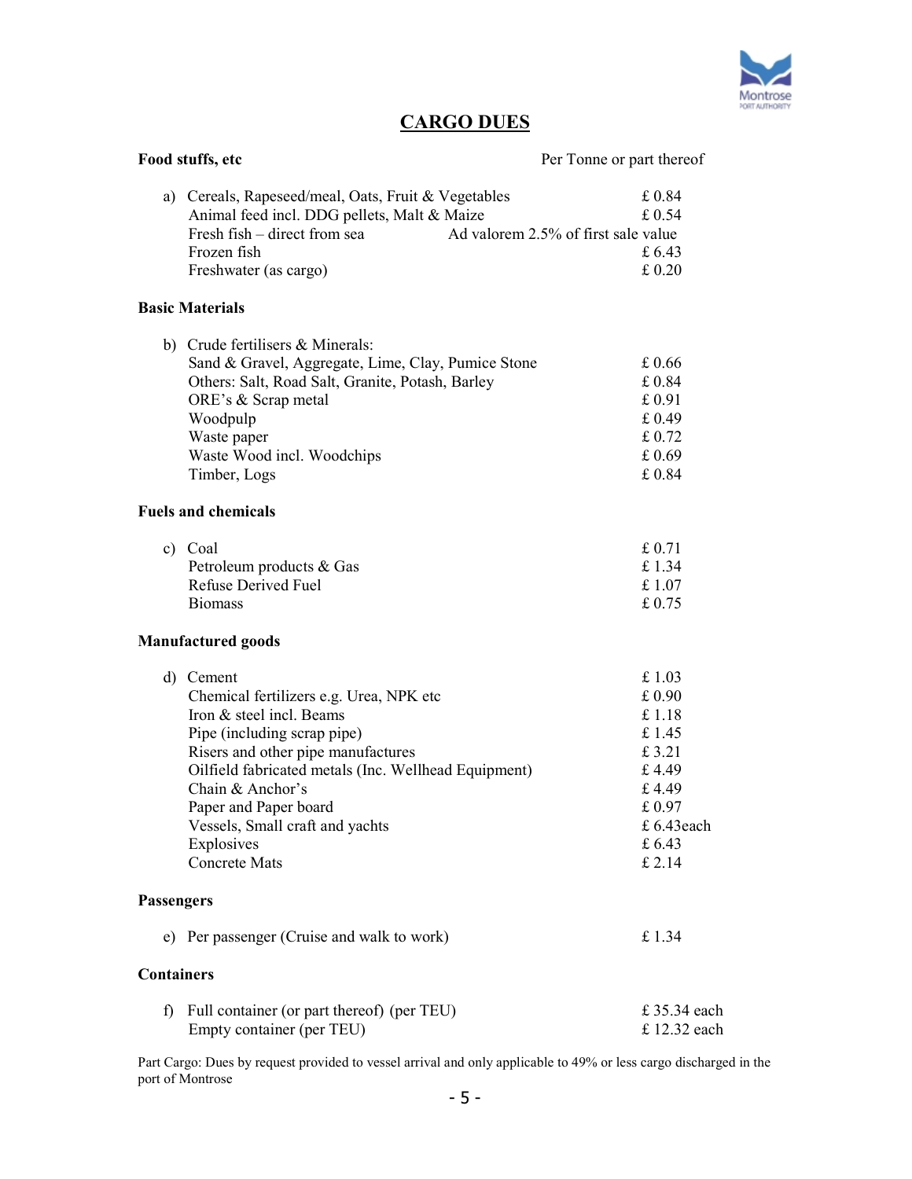# CARGO DUES

| **Food stuffs, etc** | Per Tonne or part thereof |
|---|---|
| a) Cereals, Rapeseed/meal, Oats, Fruit & Vegetables | £ 0.84 |
| Animal feed incl. DDG pellets, Malt & Maize | £ 0.54 |
| Fresh fish – direct from sea | Ad valorem 2.5% of first sale value |
| Frozen fish | £ 6.43 |
| Freshwater (as cargo) | £ 0.20 |
| **Basic Materials** | |
| b) Crude fertilisers & Minerals: | |
| Sand & Gravel, Aggregate, Lime, Clay, Pumice Stone | £ 0.66 |
| Others: Salt, Road Salt, Granite, Potash, Barley | £ 0.84 |
| ORE's & Scrap metal | £ 0.91 |
| Woodpulp | £ 0.49 |
| Waste paper | £ 0.72 |
| Waste Wood incl. Woodchips | £ 0.69 |
| Timber, Logs | £ 0.84 |
| **Fuels and chemicals** | |
| c) Coal | £ 0.71 |
| Petroleum products & Gas | £ 1.34 |
| Refuse Derived Fuel | £ 1.07 |
| Biomass | £ 0.75 |
| **Manufactured goods** | |
| d) Cement | £ 1.03 |
| Chemical fertilizers e.g. Urea, NPK etc | £ 0.90 |
| Iron & steel incl. Beams | £ 1.18 |
| Pipe (including scrap pipe) | £ 1.45 |
| Risers and other pipe manufactures | £ 3.21 |
| Oilfield fabricated metals (Inc. Wellhead Equipment) | £ 4.49 |
| Chain & Anchor's | £ 4.49 |
| Paper and Paper board | £ 0.97 |
| Vessels, Small craft and yachts | £ 6.43each |
| Explosives | £ 6.43 |
| Concrete Mats | £ 2.14 |
| **Passengers** | |
| e) Per passenger (Cruise and walk to work) | £ 1.34 |
| **Containers** | |
| f) Full container (or part thereof) (per TEU) | £ 35.34 each |
| Empty container (per TEU) | £ 12.32 each |

Part Cargo: Dues by request provided to vessel arrival and only applicable to 49% or less cargo discharged in the port of Montrose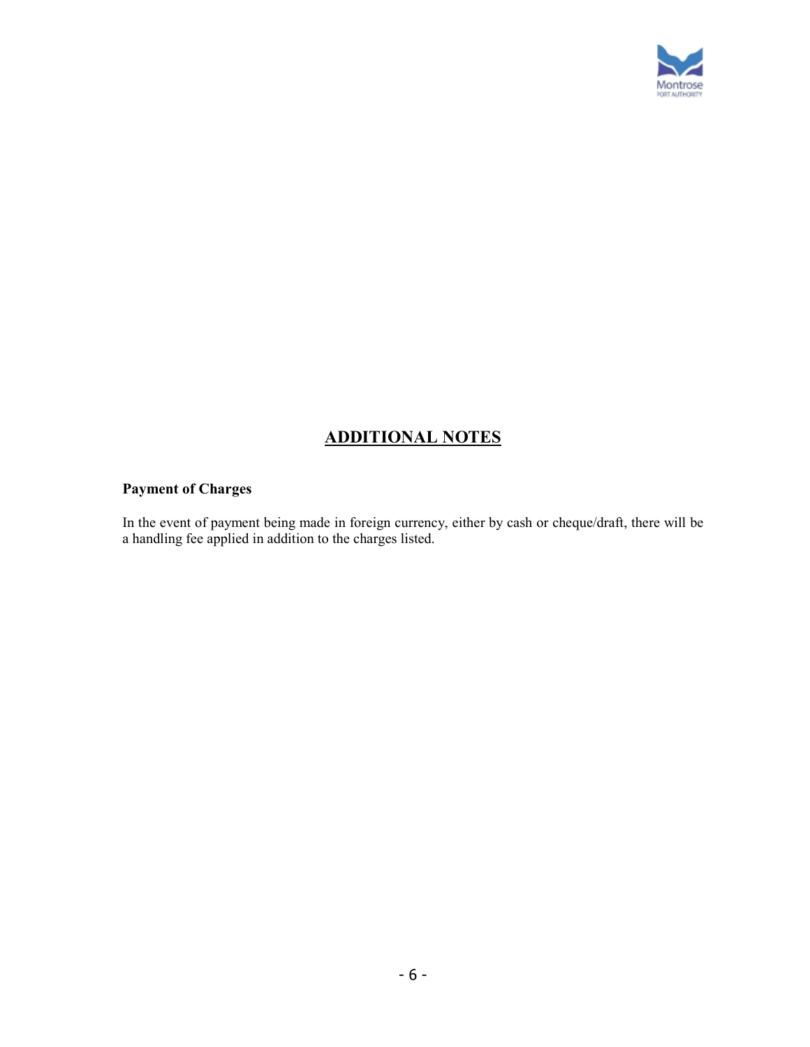## ADDITIONAL NOTES

**Payment of Charges**

In the event of payment being made in foreign currency, either by cash or cheque/draft, there will be a handling fee applied in addition to the charges listed.